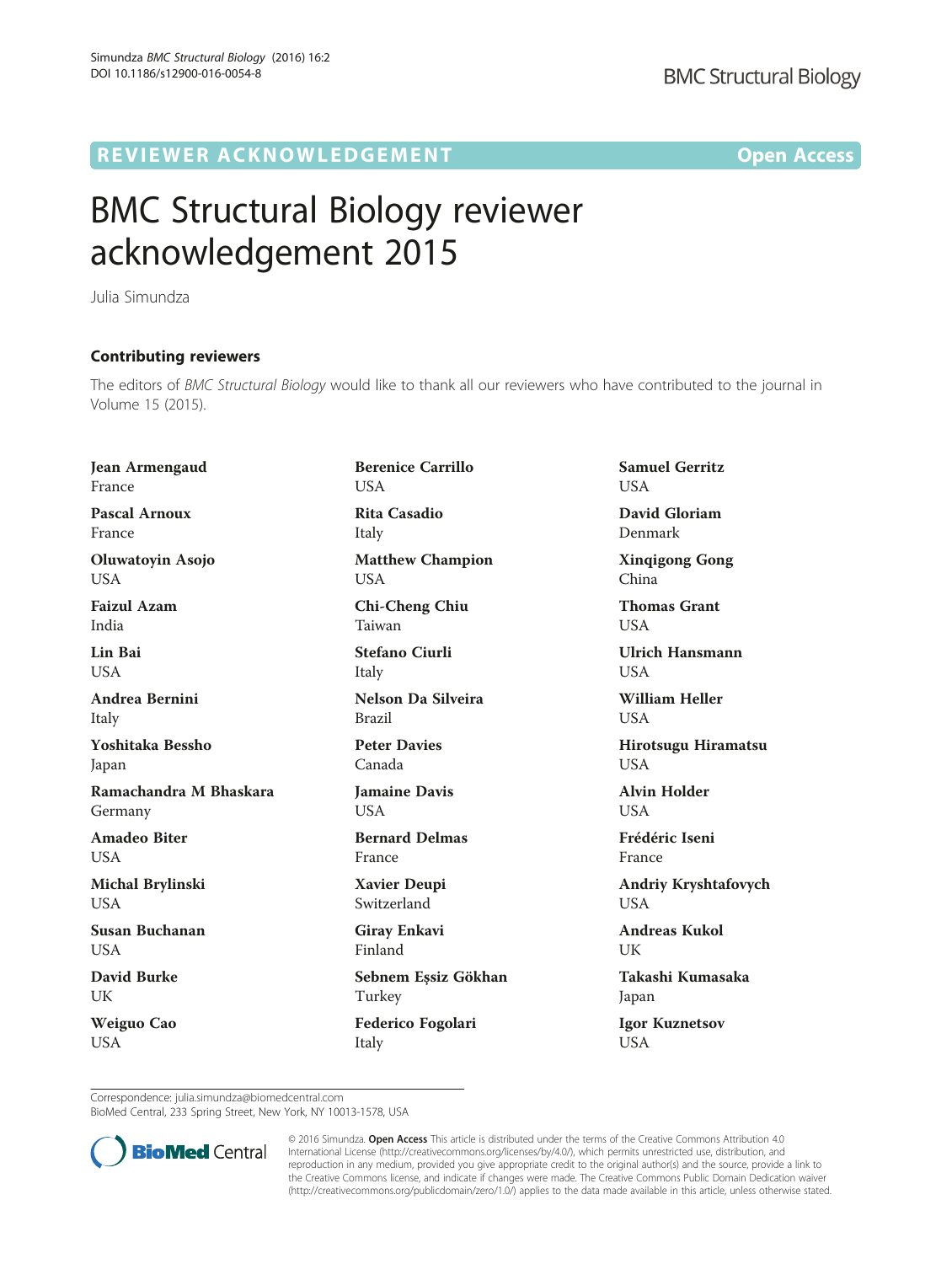REVIEWER ACKNOWLEDGEMENT

Open Access

# BMC Structural Biology reviewer acknowledgement 2015

Julia Simundza

## Contributing reviewers

The editors of *BMC Structural Biology* would like to thank all our reviewers who have contributed to the journal in Volume 15 (2015).

**Jean Armengaud**
France

**Pascal Arnoux**
France

**Oluwatoyin Asojo**
USA

**Faizul Azam**
India

**Lin Bai**
USA

**Andrea Bernini**
Italy

**Yoshitaka Bessho**
Japan

**Ramachandra M Bhaskara**
Germany

**Amadeo Biter**
USA

**Michal Brylinski**
USA

**Susan Buchanan**
USA

**David Burke**
UK

**Weiguo Cao**
USA

**Berenice Carrillo**
USA

**Rita Casadio**
Italy

**Matthew Champion**
USA

**Chi-Cheng Chiu**
Taiwan

**Stefano Ciurli**
Italy

**Nelson Da Silveira**
Brazil

**Peter Davies**
Canada

**Jamaine Davis**
USA

**Bernard Delmas**
France

**Xavier Deupi**
Switzerland

**Giray Enkavi**
Finland

**Sebnem Eşsiz Gökhan**
Turkey

**Federico Fogolari**
Italy

**Samuel Gerritz**
USA

**David Gloriam**
Denmark

**Xinqigong Gong**
China

**Thomas Grant**
USA

**Ulrich Hansmann**
USA

**William Heller**
USA

**Hirotsugu Hiramatsu**
USA

**Alvin Holder**
USA

**Frédéric Iseni**
France

**Andriy Kryshtafovych**
USA

**Andreas Kukol**
UK

**Takashi Kumasaka**
Japan

**Igor Kuznetsov**
USA

Correspondence: julia.simundza@biomedcentral.com
BioMed Central, 233 Spring Street, New York, NY 10013-1578, USA

© 2016 Simundza. **Open Access** This article is distributed under the terms of the Creative Commons Attribution 4.0 International License (http://creativecommons.org/licenses/by/4.0/), which permits unrestricted use, distribution, and reproduction in any medium, provided you give appropriate credit to the original author(s) and the source, provide a link to the Creative Commons license, and indicate if changes were made. The Creative Commons Public Domain Dedication waiver (http://creativecommons.org/publicdomain/zero/1.0/) applies to the data made available in this article, unless otherwise stated.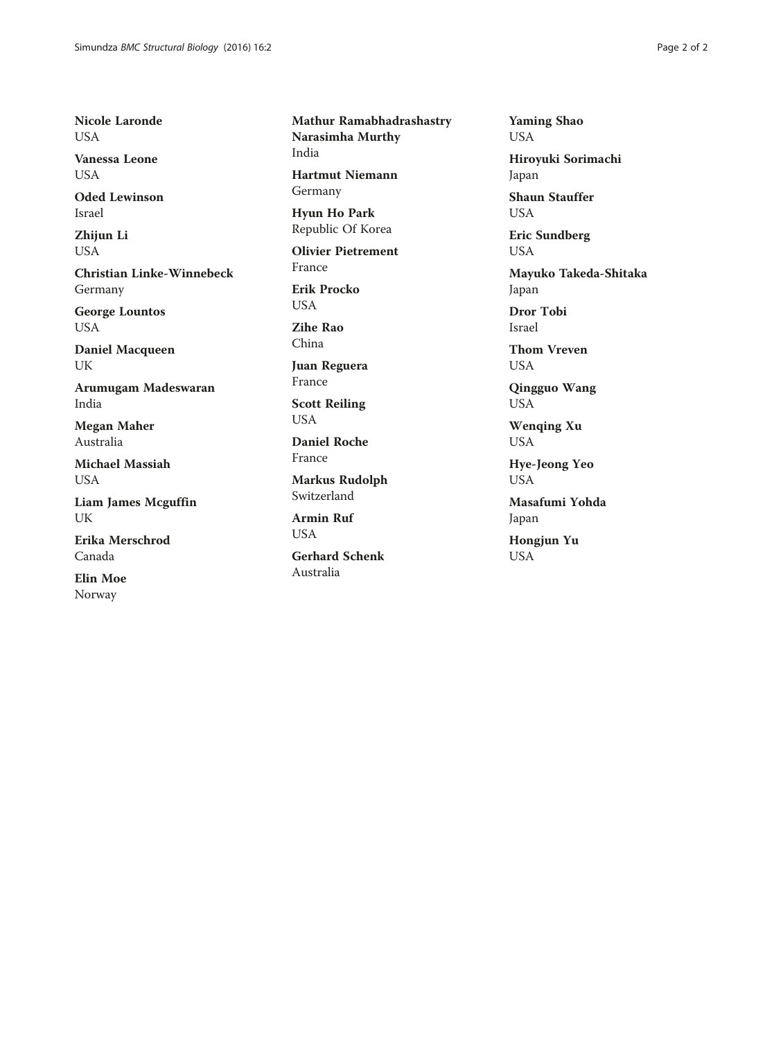**Nicole Laronde**
USA

**Vanessa Leone**
USA

**Oded Lewinson**
Israel

**Zhijun Li**
USA

**Christian Linke-Winnebeck**
Germany

**George Lountos**
USA

**Daniel Macqueen**
UK

**Arumugam Madeswaran**
India

**Megan Maher**
Australia

**Michael Massiah**
USA

**Liam James Mcguffin**
UK

**Erika Merschrod**
Canada

**Elin Moe**
Norway

**Mathur Ramabhadrashastry Narasimha Murthy**
India

**Hartmut Niemann**
Germany

**Hyun Ho Park**
Republic Of Korea

**Olivier Pietrement**
France

**Erik Procko**
USA

**Zihe Rao**
China

**Juan Reguera**
France

**Scott Reiling**
USA

**Daniel Roche**
France

**Markus Rudolph**
Switzerland

**Armin Ruf**
USA

**Gerhard Schenk**
Australia

**Yaming Shao**
USA

**Hiroyuki Sorimachi**
Japan

**Shaun Stauffer**
USA

**Eric Sundberg**
USA

**Mayuko Takeda-Shitaka**
Japan

**Dror Tobi**
Israel

**Thom Vreven**
USA

**Qingguo Wang**
USA

**Wenqing Xu**
USA

**Hye-Jeong Yeo**
USA

**Masafumi Yohda**
Japan

**Hongjun Yu**
USA